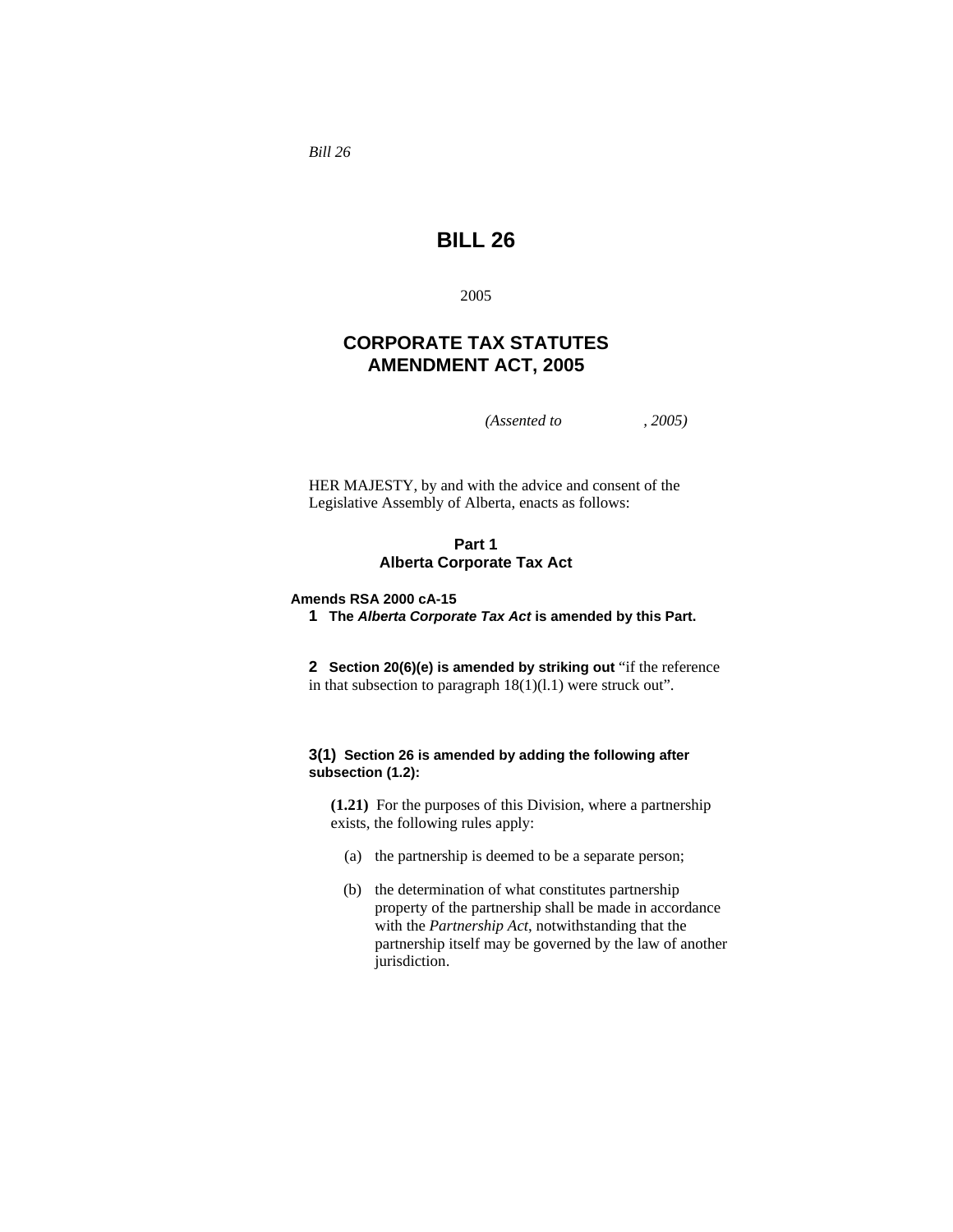*Bill 26*

# BILL 26

2005

## CORPORATE TAX STATUTES AMENDMENT ACT, 2005

*(Assented to , 2005)*

HER MAJESTY, by and with the advice and consent of the Legislative Assembly of Alberta, enacts as follows:

### Part 1
### Alberta Corporate Tax Act

**Amends RSA 2000 cA-15**

**1 The *Alberta Corporate Tax Act* is amended by this Part.**

**2 Section 20(6)(e) is amended by striking out** "if the reference in that subsection to paragraph 18(1)(l.1) were struck out".

**3(1) Section 26 is amended by adding the following after subsection (1.2):**

**(1.21)** For the purposes of this Division, where a partnership exists, the following rules apply:

(a) the partnership is deemed to be a separate person;

(b) the determination of what constitutes partnership property of the partnership shall be made in accordance with the *Partnership Act*, notwithstanding that the partnership itself may be governed by the law of another jurisdiction.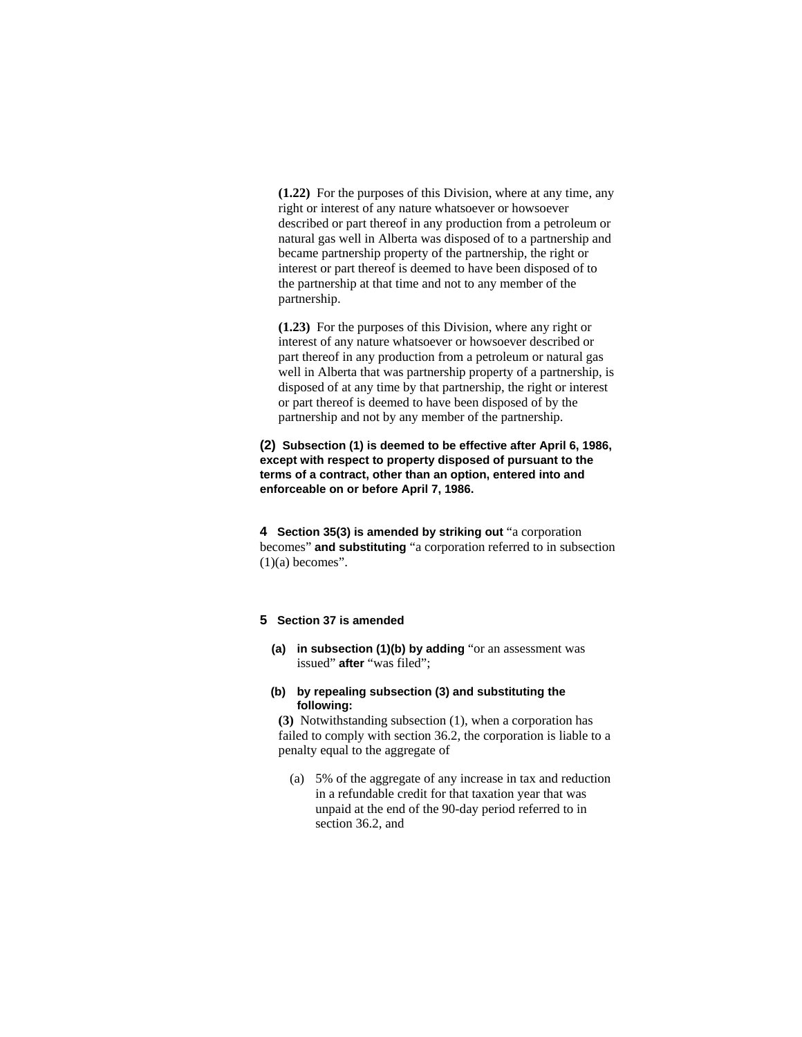**(1.22)** For the purposes of this Division, where at any time, any right or interest of any nature whatsoever or howsoever described or part thereof in any production from a petroleum or natural gas well in Alberta was disposed of to a partnership and became partnership property of the partnership, the right or interest or part thereof is deemed to have been disposed of to the partnership at that time and not to any member of the partnership.

**(1.23)** For the purposes of this Division, where any right or interest of any nature whatsoever or howsoever described or part thereof in any production from a petroleum or natural gas well in Alberta that was partnership property of a partnership, is disposed of at any time by that partnership, the right or interest or part thereof is deemed to have been disposed of by the partnership and not by any member of the partnership.

**(2) Subsection (1) is deemed to be effective after April 6, 1986, except with respect to property disposed of pursuant to the terms of a contract, other than an option, entered into and enforceable on or before April 7, 1986.**

**4 Section 35(3) is amended by striking out** "a corporation becomes" **and substituting** "a corporation referred to in subsection (1)(a) becomes".

**5 Section 37 is amended**

**(a) in subsection (1)(b) by adding** "or an assessment was issued" **after** "was filed";

**(b) by repealing subsection (3) and substituting the following:**

**(3)** Notwithstanding subsection (1), when a corporation has failed to comply with section 36.2, the corporation is liable to a penalty equal to the aggregate of

(a) 5% of the aggregate of any increase in tax and reduction in a refundable credit for that taxation year that was unpaid at the end of the 90-day period referred to in section 36.2, and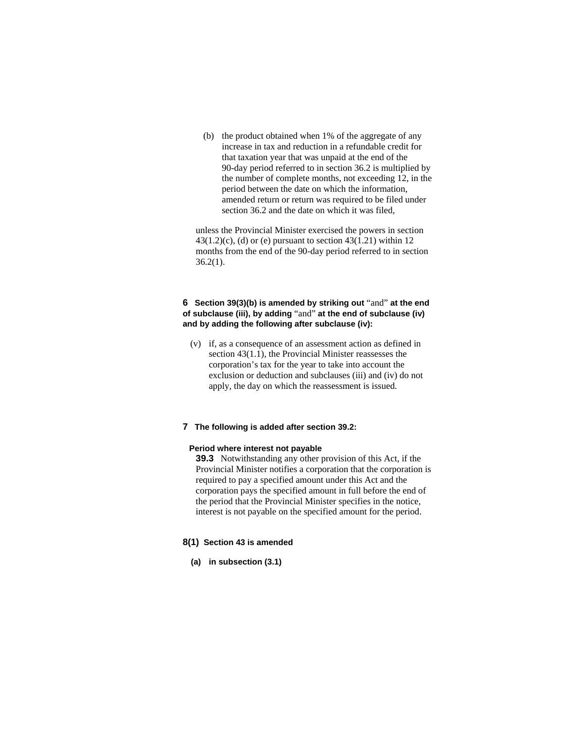(b) the product obtained when 1% of the aggregate of any increase in tax and reduction in a refundable credit for that taxation year that was unpaid at the end of the 90-day period referred to in section 36.2 is multiplied by the number of complete months, not exceeding 12, in the period between the date on which the information, amended return or return was required to be filed under section 36.2 and the date on which it was filed,

unless the Provincial Minister exercised the powers in section 43(1.2)(c), (d) or (e) pursuant to section 43(1.21) within 12 months from the end of the 90-day period referred to in section 36.2(1).

**6 Section 39(3)(b) is amended by striking out** "and" **at the end of subclause (iii), by adding** "and" **at the end of subclause (iv) and by adding the following after subclause (iv):**

(v) if, as a consequence of an assessment action as defined in section 43(1.1), the Provincial Minister reassesses the corporation's tax for the year to take into account the exclusion or deduction and subclauses (iii) and (iv) do not apply, the day on which the reassessment is issued.

**7 The following is added after section 39.2:**

**Period where interest not payable**

**39.3** Notwithstanding any other provision of this Act, if the Provincial Minister notifies a corporation that the corporation is required to pay a specified amount under this Act and the corporation pays the specified amount in full before the end of the period that the Provincial Minister specifies in the notice, interest is not payable on the specified amount for the period.

**8(1) Section 43 is amended**

**(a) in subsection (3.1)**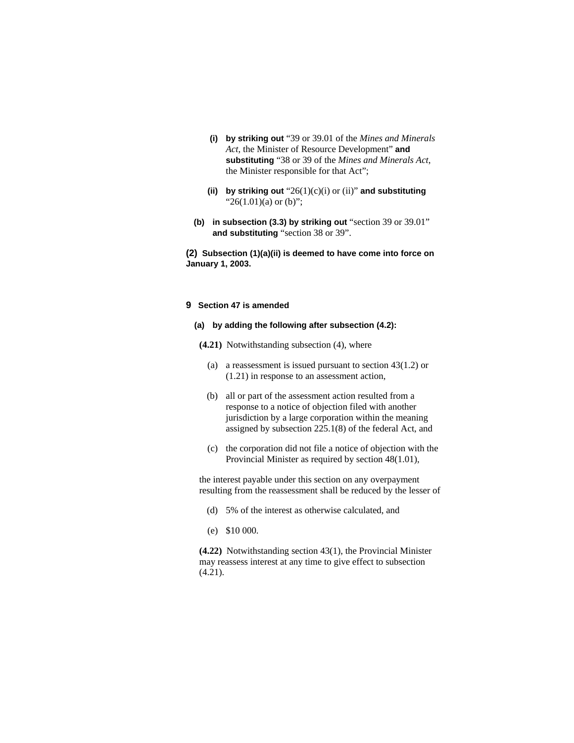**(i) by striking out** "39 or 39.01 of the *Mines and Minerals Act*, the Minister of Resource Development" **and substituting** "38 or 39 of the *Mines and Minerals Act*, the Minister responsible for that Act";

**(ii) by striking out** "26(1)(c)(i) or (ii)" **and substituting** "26(1.01)(a) or (b)";

**(b) in subsection (3.3) by striking out** "section 39 or 39.01" **and substituting** "section 38 or 39".

**(2) Subsection (1)(a)(ii) is deemed to have come into force on January 1, 2003.**

**9 Section 47 is amended**

**(a) by adding the following after subsection (4.2):**

**(4.21)** Notwithstanding subsection (4), where

(a) a reassessment is issued pursuant to section 43(1.2) or (1.21) in response to an assessment action,

(b) all or part of the assessment action resulted from a response to a notice of objection filed with another jurisdiction by a large corporation within the meaning assigned by subsection 225.1(8) of the federal Act, and

(c) the corporation did not file a notice of objection with the Provincial Minister as required by section 48(1.01),

the interest payable under this section on any overpayment resulting from the reassessment shall be reduced by the lesser of

(d) 5% of the interest as otherwise calculated, and

(e) $10 000.

**(4.22)** Notwithstanding section 43(1), the Provincial Minister may reassess interest at any time to give effect to subsection (4.21).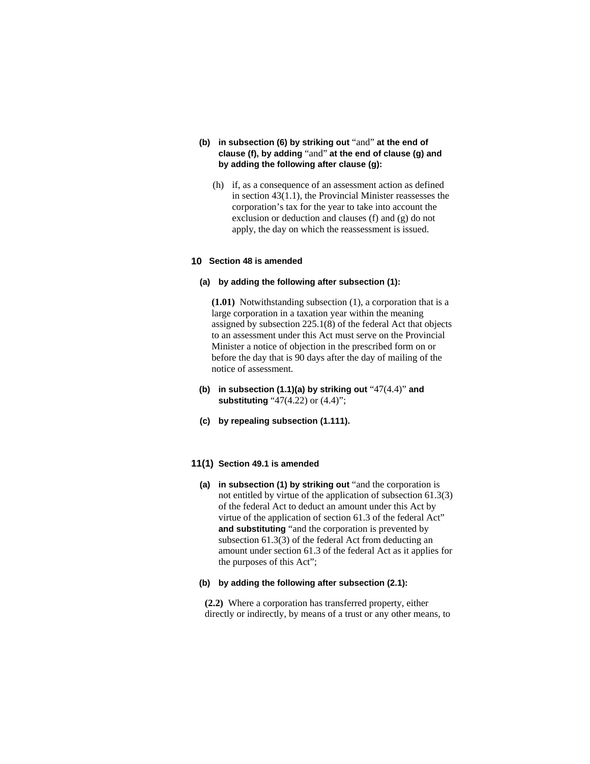**(b) in subsection (6) by striking out** "and" **at the end of clause (f), by adding** "and" **at the end of clause (g) and by adding the following after clause (g):**

(h) if, as a consequence of an assessment action as defined in section 43(1.1), the Provincial Minister reassesses the corporation's tax for the year to take into account the exclusion or deduction and clauses (f) and (g) do not apply, the day on which the reassessment is issued.

**10 Section 48 is amended**

**(a) by adding the following after subsection (1):**

**(1.01)** Notwithstanding subsection (1), a corporation that is a large corporation in a taxation year within the meaning assigned by subsection 225.1(8) of the federal Act that objects to an assessment under this Act must serve on the Provincial Minister a notice of objection in the prescribed form on or before the day that is 90 days after the day of mailing of the notice of assessment.

**(b) in subsection (1.1)(a) by striking out** "47(4.4)" **and substituting** "47(4.22) or (4.4)";

**(c) by repealing subsection (1.111).**

**11(1) Section 49.1 is amended**

**(a) in subsection (1) by striking out** "and the corporation is not entitled by virtue of the application of subsection 61.3(3) of the federal Act to deduct an amount under this Act by virtue of the application of section 61.3 of the federal Act" **and substituting** "and the corporation is prevented by subsection 61.3(3) of the federal Act from deducting an amount under section 61.3 of the federal Act as it applies for the purposes of this Act";

**(b) by adding the following after subsection (2.1):**

**(2.2)** Where a corporation has transferred property, either directly or indirectly, by means of a trust or any other means, to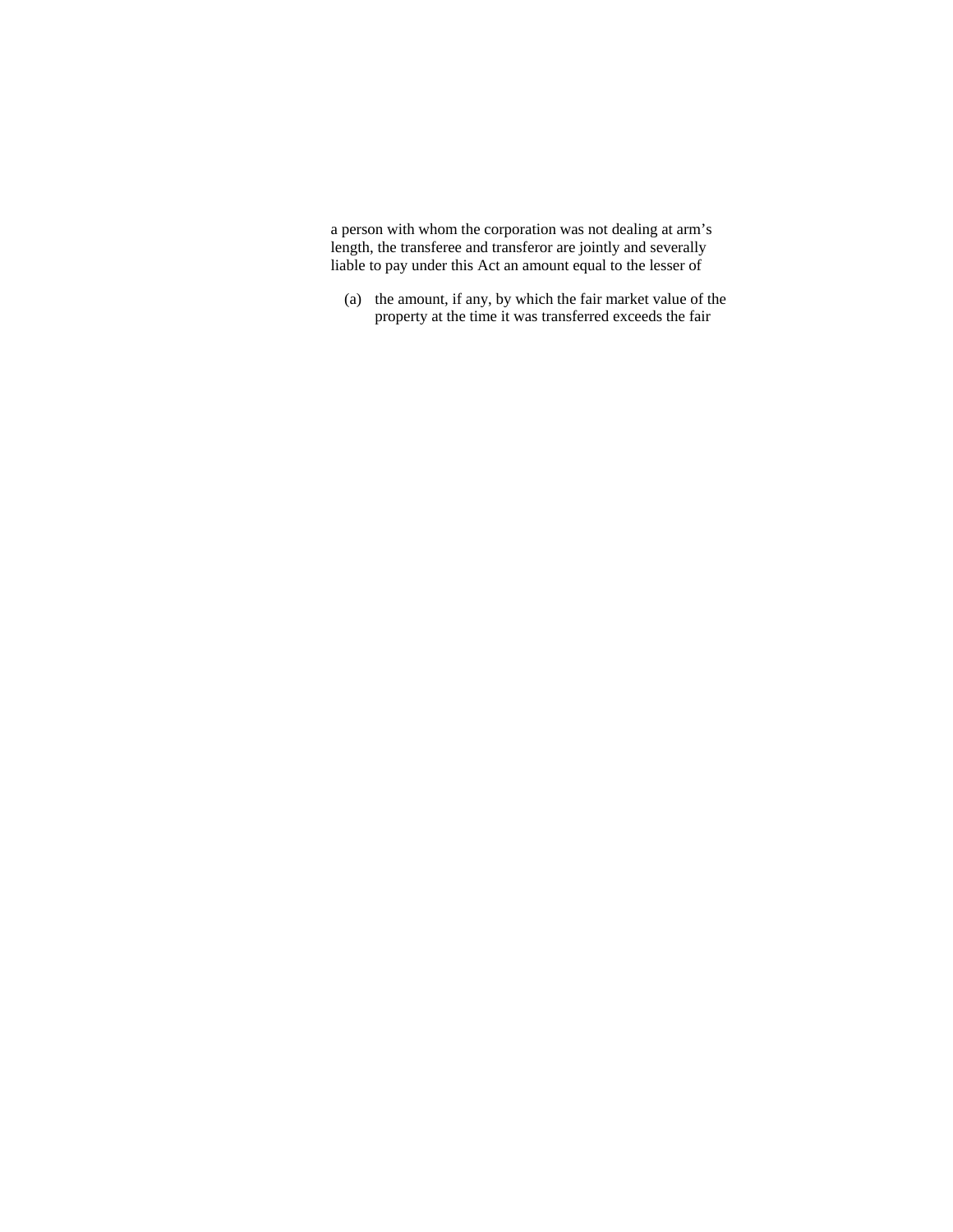a person with whom the corporation was not dealing at arm's length, the transferee and transferor are jointly and severally liable to pay under this Act an amount equal to the lesser of

(a) the amount, if any, by which the fair market value of the property at the time it was transferred exceeds the fair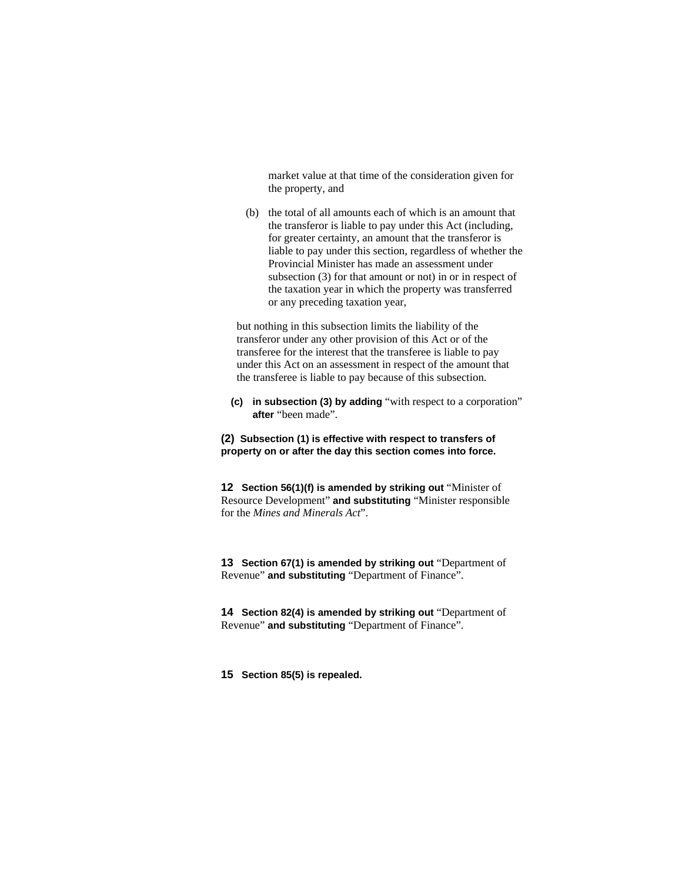market value at that time of the consideration given for the property, and

(b) the total of all amounts each of which is an amount that the transferor is liable to pay under this Act (including, for greater certainty, an amount that the transferor is liable to pay under this section, regardless of whether the Provincial Minister has made an assessment under subsection (3) for that amount or not) in or in respect of the taxation year in which the property was transferred or any preceding taxation year,

but nothing in this subsection limits the liability of the transferor under any other provision of this Act or of the transferee for the interest that the transferee is liable to pay under this Act on an assessment in respect of the amount that the transferee is liable to pay because of this subsection.

**(c) in subsection (3) by adding** "with respect to a corporation" **after** "been made".

**(2) Subsection (1) is effective with respect to transfers of property on or after the day this section comes into force.**

**12 Section 56(1)(f) is amended by striking out** "Minister of Resource Development" **and substituting** "Minister responsible for the *Mines and Minerals Act*".

**13 Section 67(1) is amended by striking out** "Department of Revenue" **and substituting** "Department of Finance".

**14 Section 82(4) is amended by striking out** "Department of Revenue" **and substituting** "Department of Finance".

**15 Section 85(5) is repealed.**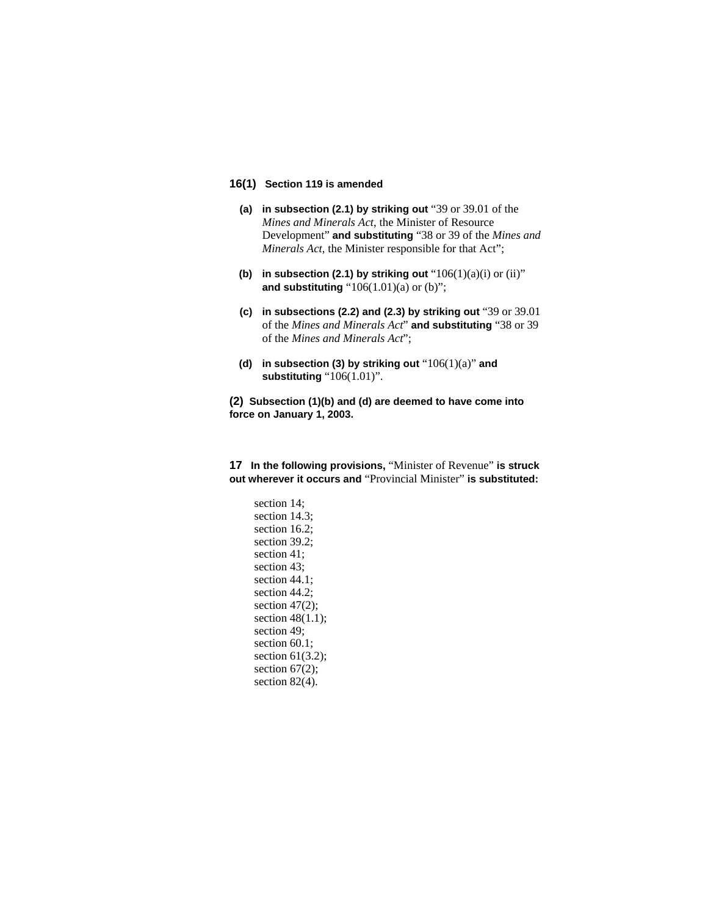**16(1) Section 119 is amended**

**(a) in subsection (2.1) by striking out** "39 or 39.01 of the *Mines and Minerals Act*, the Minister of Resource Development" **and substituting** "38 or 39 of the *Mines and Minerals Act*, the Minister responsible for that Act";

**(b) in subsection (2.1) by striking out** "106(1)(a)(i) or (ii)" **and substituting** "106(1.01)(a) or (b)";

**(c) in subsections (2.2) and (2.3) by striking out** "39 or 39.01 of the *Mines and Minerals Act*" **and substituting** "38 or 39 of the *Mines and Minerals Act*";

**(d) in subsection (3) by striking out** "106(1)(a)" **and substituting** "106(1.01)".

**(2) Subsection (1)(b) and (d) are deemed to have come into force on January 1, 2003.**

**17 In the following provisions,** "Minister of Revenue" **is struck out wherever it occurs and** "Provincial Minister" **is substituted:**

section 14;
section 14.3;
section 16.2;
section 39.2;
section 41;
section 43;
section 44.1;
section 44.2;
section 47(2);
section 48(1.1);
section 49;
section 60.1;
section 61(3.2);
section 67(2);
section 82(4).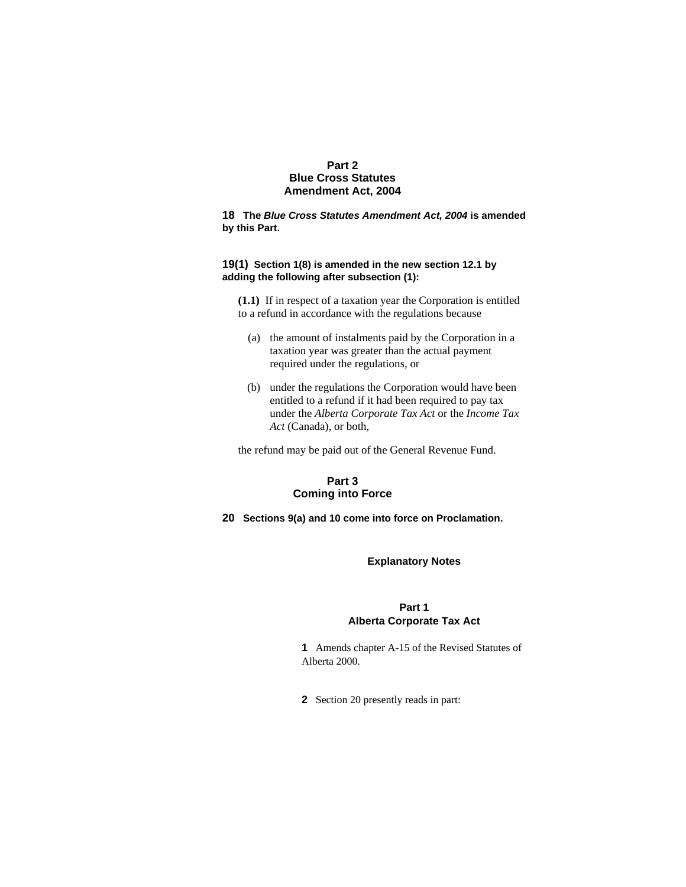## Part 2
## Blue Cross Statutes Amendment Act, 2004

**18 The *Blue Cross Statutes Amendment Act, 2004* is amended by this Part.**

**19(1) Section 1(8) is amended in the new section 12.1 by adding the following after subsection (1):**

**(1.1)** If in respect of a taxation year the Corporation is entitled to a refund in accordance with the regulations because

(a) the amount of instalments paid by the Corporation in a taxation year was greater than the actual payment required under the regulations, or

(b) under the regulations the Corporation would have been entitled to a refund if it had been required to pay tax under the *Alberta Corporate Tax Act* or the *Income Tax Act* (Canada), or both,

the refund may be paid out of the General Revenue Fund.

## Part 3
## Coming into Force

**20 Sections 9(a) and 10 come into force on Proclamation.**

### Explanatory Notes

## Part 1
## Alberta Corporate Tax Act

**1** Amends chapter A-15 of the Revised Statutes of Alberta 2000.

**2** Section 20 presently reads in part: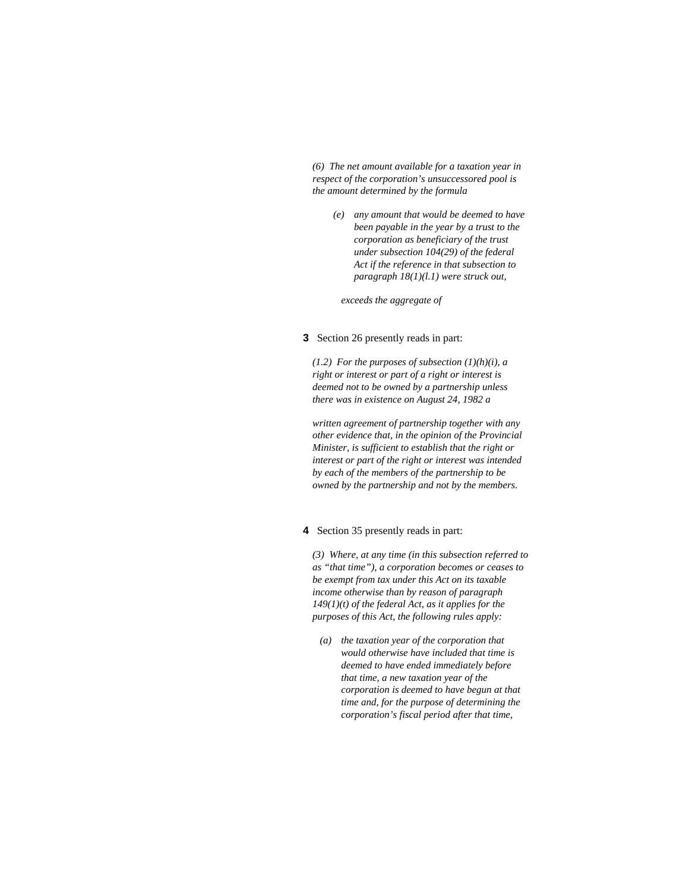*(6) The net amount available for a taxation year in respect of the corporation's unsuccessored pool is the amount determined by the formula*

> *(e) any amount that would be deemed to have been payable in the year by a trust to the corporation as beneficiary of the trust under subsection 104(29) of the federal Act if the reference in that subsection to paragraph 18(1)(l.1) were struck out,*

> *exceeds the aggregate of*

**3** Section 26 presently reads in part:

*(1.2) For the purposes of subsection (1)(h)(i), a right or interest or part of a right or interest is deemed not to be owned by a partnership unless there was in existence on August 24, 1982 a*

*written agreement of partnership together with any other evidence that, in the opinion of the Provincial Minister, is sufficient to establish that the right or interest or part of the right or interest was intended by each of the members of the partnership to be owned by the partnership and not by the members.*

**4** Section 35 presently reads in part:

*(3) Where, at any time (in this subsection referred to as "that time"), a corporation becomes or ceases to be exempt from tax under this Act on its taxable income otherwise than by reason of paragraph 149(1)(t) of the federal Act, as it applies for the purposes of this Act, the following rules apply:*

> *(a) the taxation year of the corporation that would otherwise have included that time is deemed to have ended immediately before that time, a new taxation year of the corporation is deemed to have begun at that time and, for the purpose of determining the corporation's fiscal period after that time,*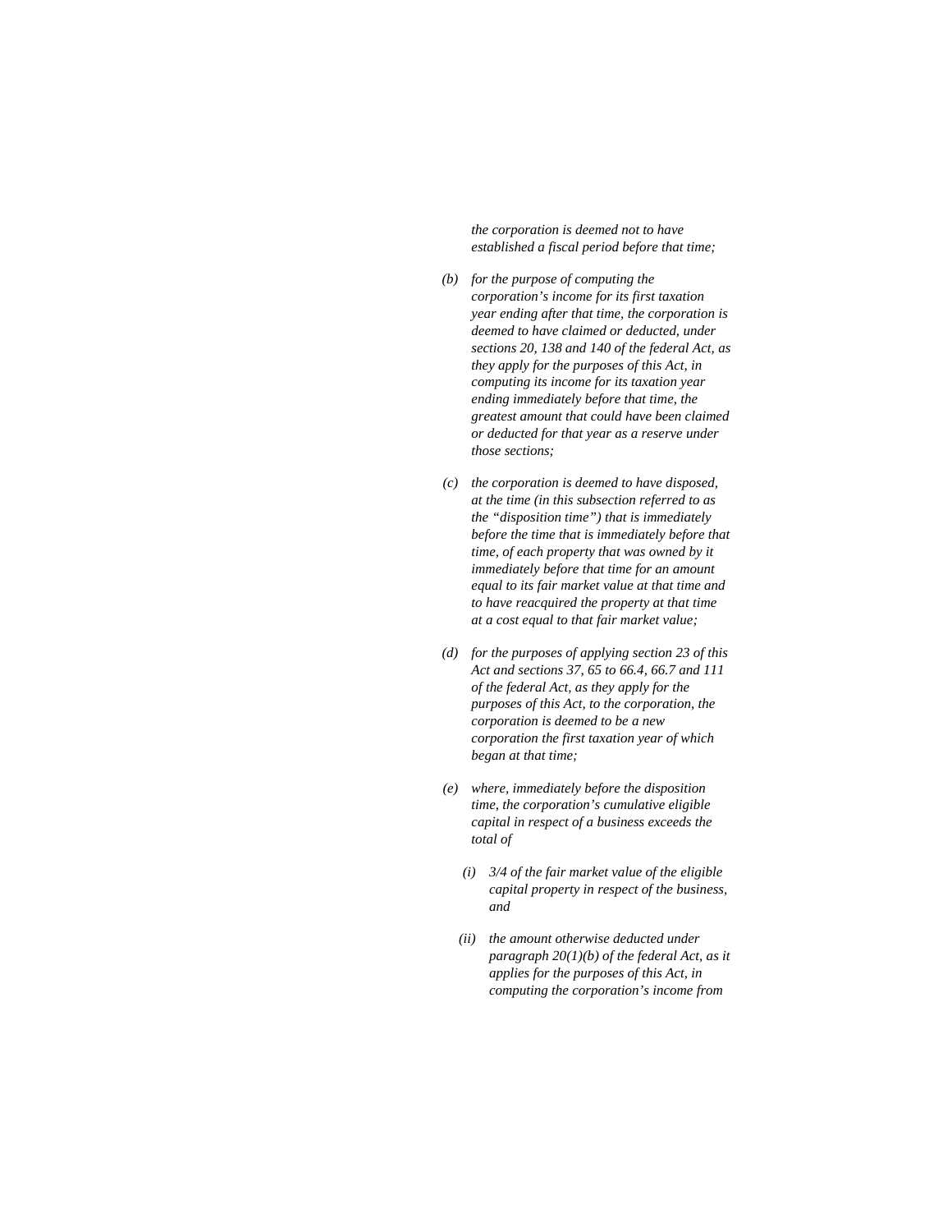*the corporation is deemed not to have established a fiscal period before that time;*

*(b) for the purpose of computing the corporation's income for its first taxation year ending after that time, the corporation is deemed to have claimed or deducted, under sections 20, 138 and 140 of the federal Act, as they apply for the purposes of this Act, in computing its income for its taxation year ending immediately before that time, the greatest amount that could have been claimed or deducted for that year as a reserve under those sections;*

*(c) the corporation is deemed to have disposed, at the time (in this subsection referred to as the "disposition time") that is immediately before the time that is immediately before that time, of each property that was owned by it immediately before that time for an amount equal to its fair market value at that time and to have reacquired the property at that time at a cost equal to that fair market value;*

*(d) for the purposes of applying section 23 of this Act and sections 37, 65 to 66.4, 66.7 and 111 of the federal Act, as they apply for the purposes of this Act, to the corporation, the corporation is deemed to be a new corporation the first taxation year of which began at that time;*

*(e) where, immediately before the disposition time, the corporation's cumulative eligible capital in respect of a business exceeds the total of*

*(i) 3/4 of the fair market value of the eligible capital property in respect of the business, and*

*(ii) the amount otherwise deducted under paragraph 20(1)(b) of the federal Act, as it applies for the purposes of this Act, in computing the corporation's income from*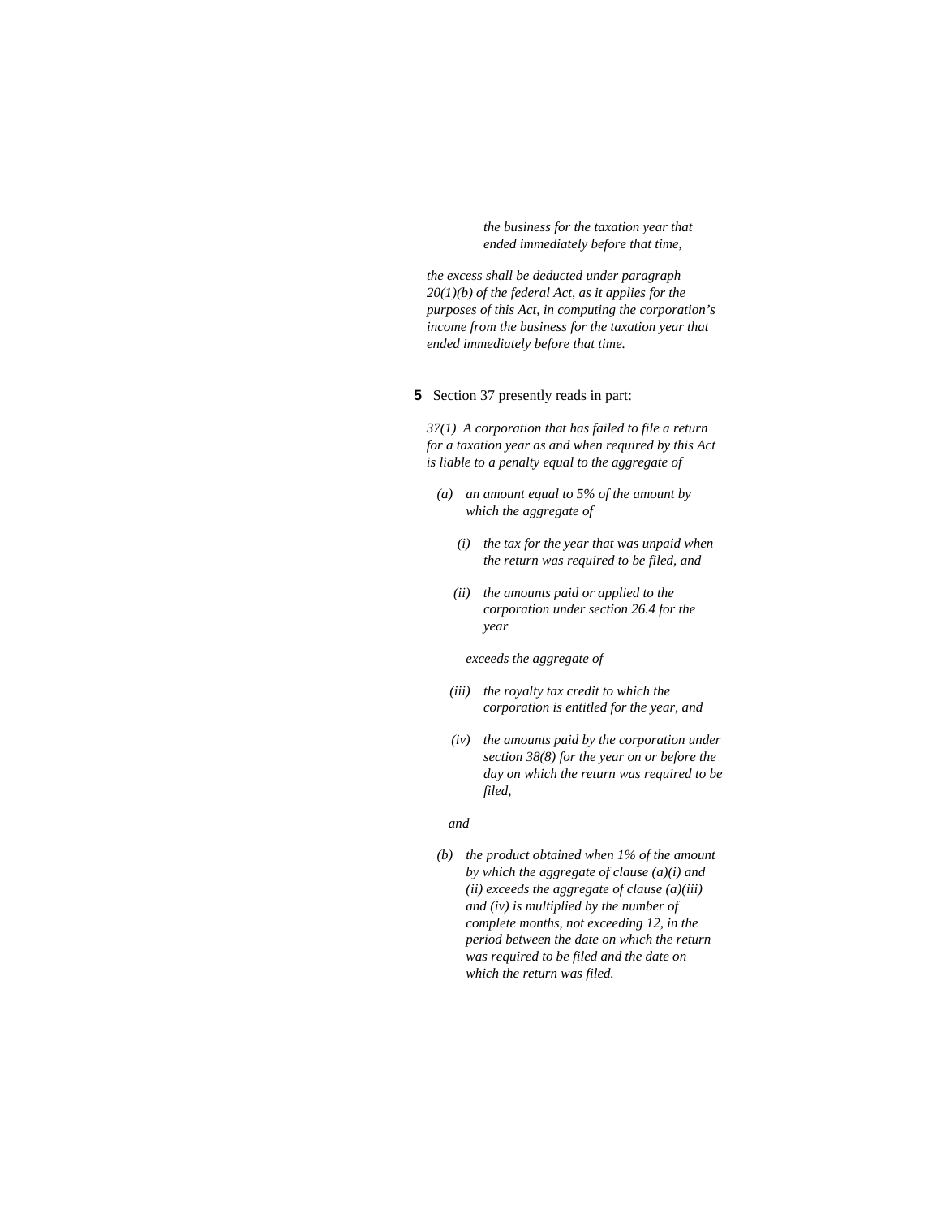*the business for the taxation year that ended immediately before that time,*

*the excess shall be deducted under paragraph 20(1)(b) of the federal Act, as it applies for the purposes of this Act, in computing the corporation's income from the business for the taxation year that ended immediately before that time.*

**5** Section 37 presently reads in part:

*37(1) A corporation that has failed to file a return for a taxation year as and when required by this Act is liable to a penalty equal to the aggregate of*

*(a) an amount equal to 5% of the amount by which the aggregate of*

*(i) the tax for the year that was unpaid when the return was required to be filed, and*

*(ii) the amounts paid or applied to the corporation under section 26.4 for the year*

*exceeds the aggregate of*

*(iii) the royalty tax credit to which the corporation is entitled for the year, and*

*(iv) the amounts paid by the corporation under section 38(8) for the year on or before the day on which the return was required to be filed,*

*and*

*(b) the product obtained when 1% of the amount by which the aggregate of clause (a)(i) and (ii) exceeds the aggregate of clause (a)(iii) and (iv) is multiplied by the number of complete months, not exceeding 12, in the period between the date on which the return was required to be filed and the date on which the return was filed.*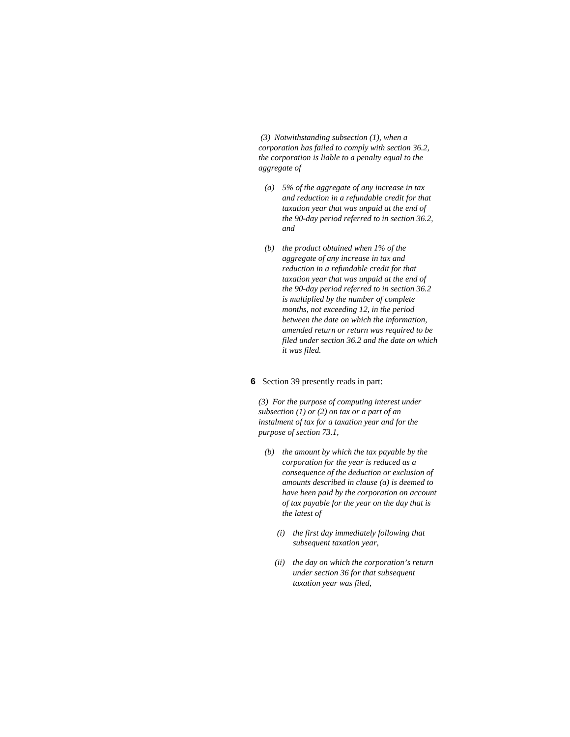*(3) Notwithstanding subsection (1), when a corporation has failed to comply with section 36.2, the corporation is liable to a penalty equal to the aggregate of*

*(a) 5% of the aggregate of any increase in tax and reduction in a refundable credit for that taxation year that was unpaid at the end of the 90-day period referred to in section 36.2, and*

*(b) the product obtained when 1% of the aggregate of any increase in tax and reduction in a refundable credit for that taxation year that was unpaid at the end of the 90-day period referred to in section 36.2 is multiplied by the number of complete months, not exceeding 12, in the period between the date on which the information, amended return or return was required to be filed under section 36.2 and the date on which it was filed.*

**6** Section 39 presently reads in part:

*(3) For the purpose of computing interest under subsection (1) or (2) on tax or a part of an instalment of tax for a taxation year and for the purpose of section 73.1,*

*(b) the amount by which the tax payable by the corporation for the year is reduced as a consequence of the deduction or exclusion of amounts described in clause (a) is deemed to have been paid by the corporation on account of tax payable for the year on the day that is the latest of*

*(i) the first day immediately following that subsequent taxation year,*

*(ii) the day on which the corporation's return under section 36 for that subsequent taxation year was filed,*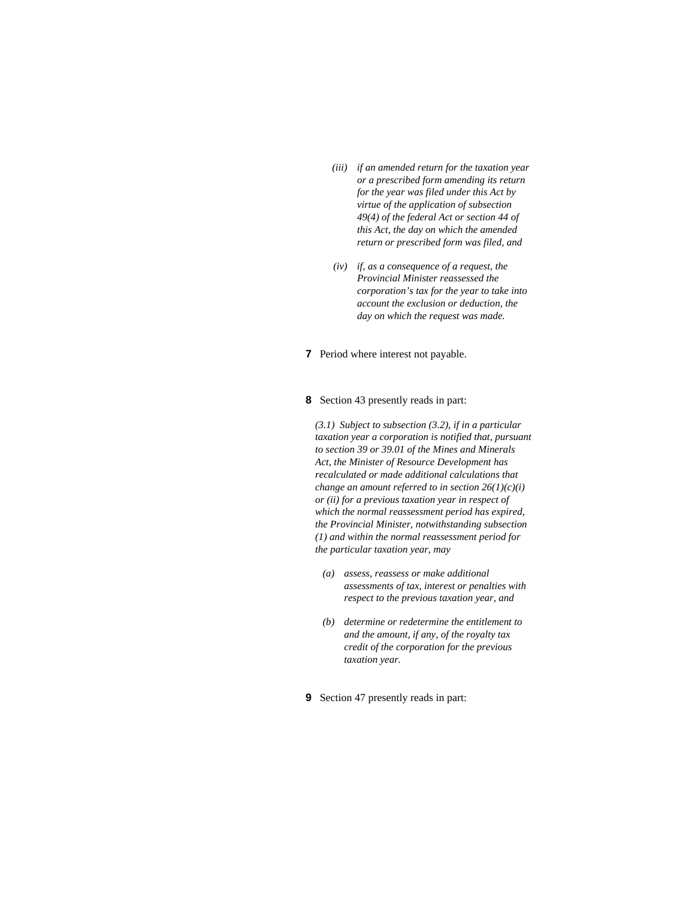*(iii) if an amended return for the taxation year or a prescribed form amending its return for the year was filed under this Act by virtue of the application of subsection 49(4) of the federal Act or section 44 of this Act, the day on which the amended return or prescribed form was filed, and*

*(iv) if, as a consequence of a request, the Provincial Minister reassessed the corporation's tax for the year to take into account the exclusion or deduction, the day on which the request was made.*

**7** Period where interest not payable.

**8** Section 43 presently reads in part:

*(3.1) Subject to subsection (3.2), if in a particular taxation year a corporation is notified that, pursuant to section 39 or 39.01 of the Mines and Minerals Act, the Minister of Resource Development has recalculated or made additional calculations that change an amount referred to in section 26(1)(c)(i) or (ii) for a previous taxation year in respect of which the normal reassessment period has expired, the Provincial Minister, notwithstanding subsection (1) and within the normal reassessment period for the particular taxation year, may*

*(a) assess, reassess or make additional assessments of tax, interest or penalties with respect to the previous taxation year, and*

*(b) determine or redetermine the entitlement to and the amount, if any, of the royalty tax credit of the corporation for the previous taxation year.*

**9** Section 47 presently reads in part: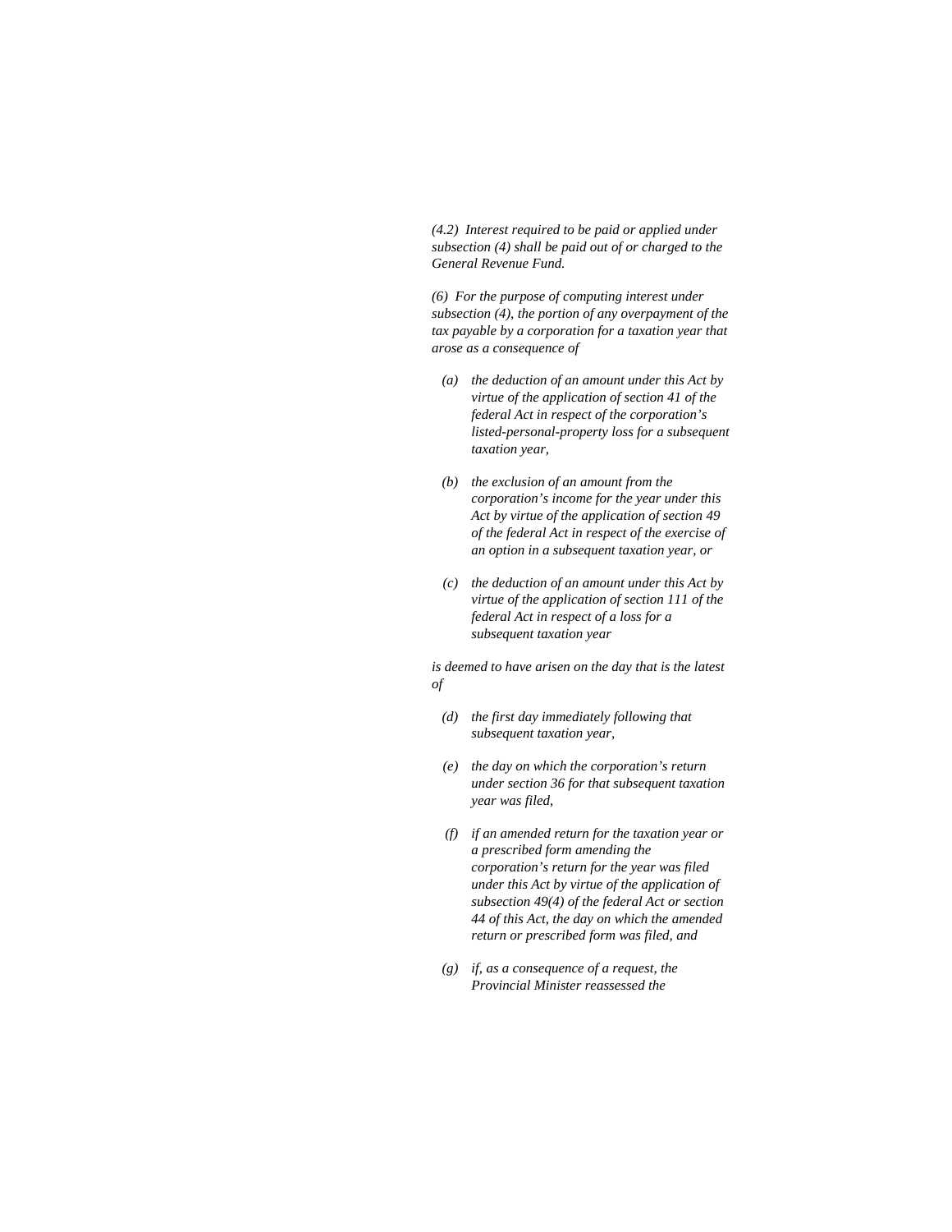*(4.2) Interest required to be paid or applied under subsection (4) shall be paid out of or charged to the General Revenue Fund.*

*(6) For the purpose of computing interest under subsection (4), the portion of any overpayment of the tax payable by a corporation for a taxation year that arose as a consequence of*

- *(a) the deduction of an amount under this Act by virtue of the application of section 41 of the federal Act in respect of the corporation's listed-personal-property loss for a subsequent taxation year,*

- *(b) the exclusion of an amount from the corporation's income for the year under this Act by virtue of the application of section 49 of the federal Act in respect of the exercise of an option in a subsequent taxation year, or*

- *(c) the deduction of an amount under this Act by virtue of the application of section 111 of the federal Act in respect of a loss for a subsequent taxation year*

*is deemed to have arisen on the day that is the latest of*

- *(d) the first day immediately following that subsequent taxation year,*

- *(e) the day on which the corporation's return under section 36 for that subsequent taxation year was filed,*

- *(f) if an amended return for the taxation year or a prescribed form amending the corporation's return for the year was filed under this Act by virtue of the application of subsection 49(4) of the federal Act or section 44 of this Act, the day on which the amended return or prescribed form was filed, and*

- *(g) if, as a consequence of a request, the Provincial Minister reassessed the*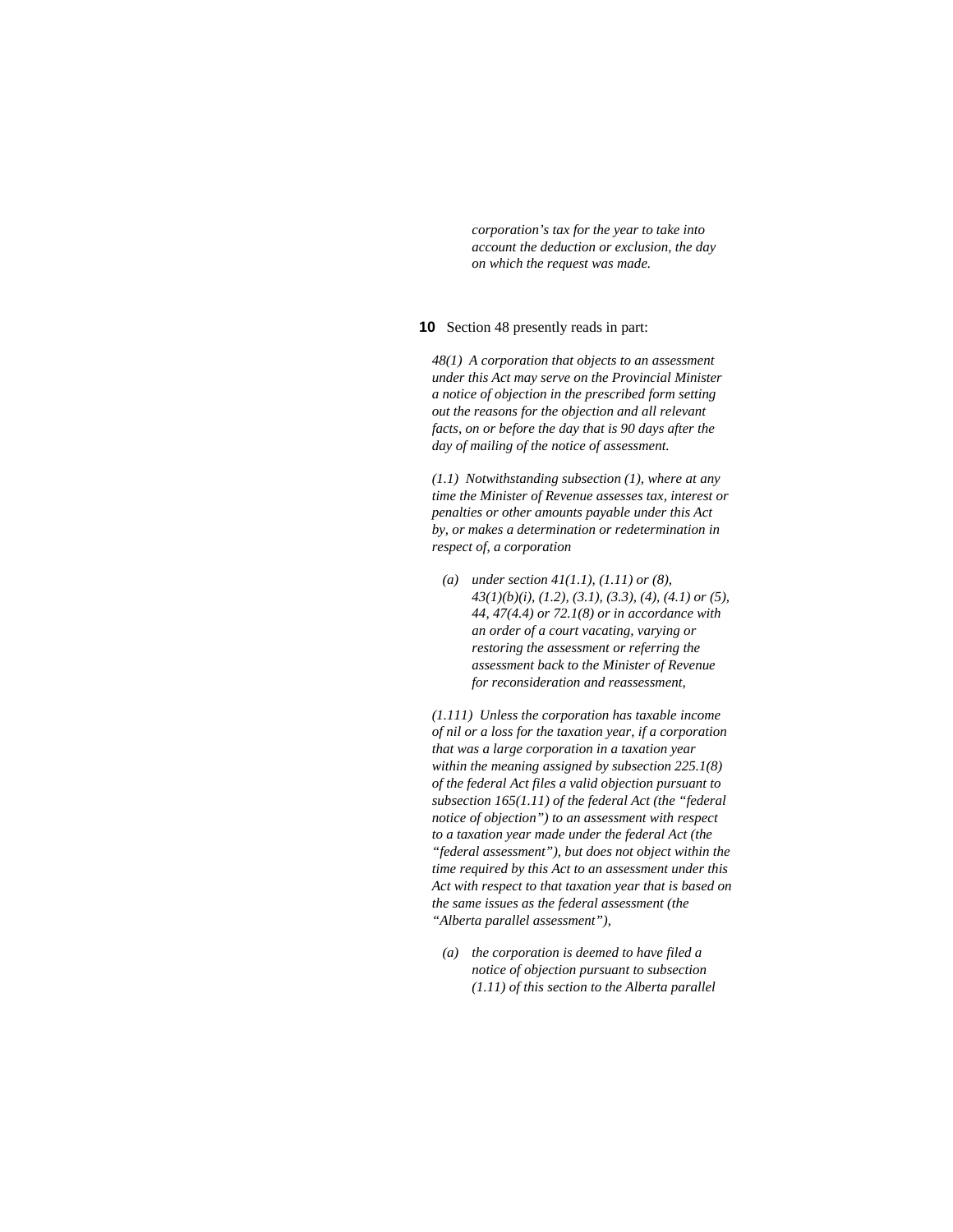*corporation's tax for the year to take into account the deduction or exclusion, the day on which the request was made.*

**10** Section 48 presently reads in part:

*48(1) A corporation that objects to an assessment under this Act may serve on the Provincial Minister a notice of objection in the prescribed form setting out the reasons for the objection and all relevant facts, on or before the day that is 90 days after the day of mailing of the notice of assessment.*

*(1.1) Notwithstanding subsection (1), where at any time the Minister of Revenue assesses tax, interest or penalties or other amounts payable under this Act by, or makes a determination or redetermination in respect of, a corporation*

*(a) under section 41(1.1), (1.11) or (8), 43(1)(b)(i), (1.2), (3.1), (3.3), (4), (4.1) or (5), 44, 47(4.4) or 72.1(8) or in accordance with an order of a court vacating, varying or restoring the assessment or referring the assessment back to the Minister of Revenue for reconsideration and reassessment,*

*(1.111) Unless the corporation has taxable income of nil or a loss for the taxation year, if a corporation that was a large corporation in a taxation year within the meaning assigned by subsection 225.1(8) of the federal Act files a valid objection pursuant to subsection 165(1.11) of the federal Act (the "federal notice of objection") to an assessment with respect to a taxation year made under the federal Act (the "federal assessment"), but does not object within the time required by this Act to an assessment under this Act with respect to that taxation year that is based on the same issues as the federal assessment (the "Alberta parallel assessment"),*

*(a) the corporation is deemed to have filed a notice of objection pursuant to subsection (1.11) of this section to the Alberta parallel*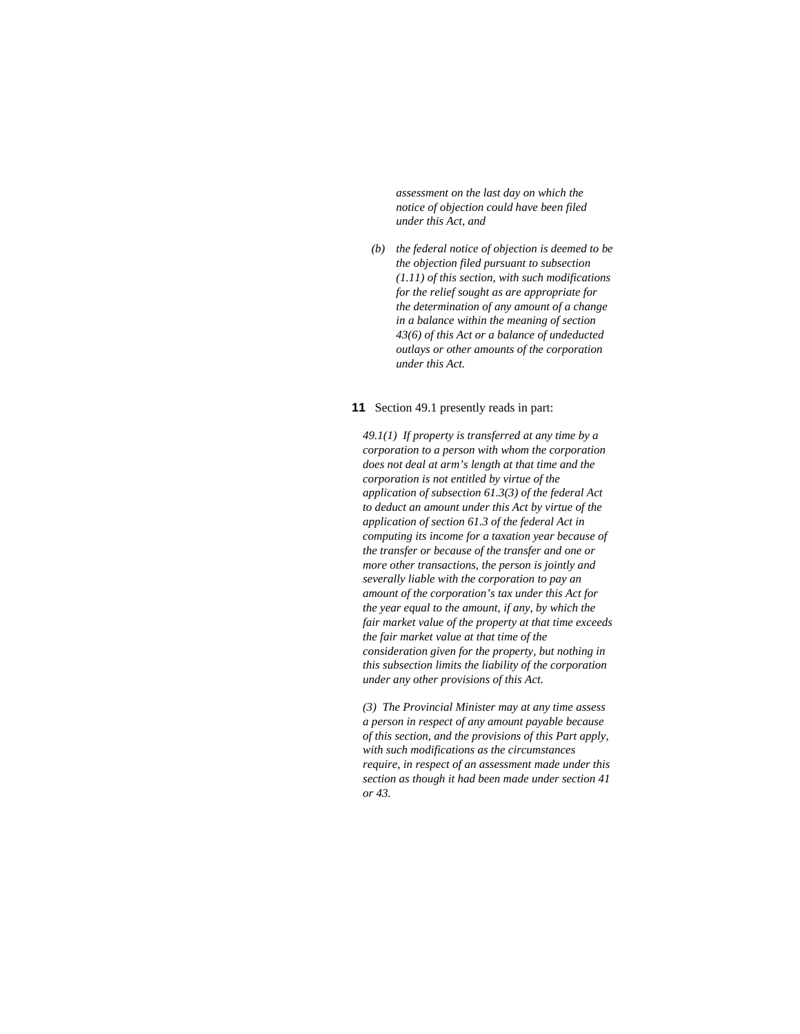*assessment on the last day on which the notice of objection could have been filed under this Act, and*

*(b) the federal notice of objection is deemed to be the objection filed pursuant to subsection (1.11) of this section, with such modifications for the relief sought as are appropriate for the determination of any amount of a change in a balance within the meaning of section 43(6) of this Act or a balance of undeducted outlays or other amounts of the corporation under this Act.*

**11** Section 49.1 presently reads in part:

*49.1(1) If property is transferred at any time by a corporation to a person with whom the corporation does not deal at arm's length at that time and the corporation is not entitled by virtue of the application of subsection 61.3(3) of the federal Act to deduct an amount under this Act by virtue of the application of section 61.3 of the federal Act in computing its income for a taxation year because of the transfer or because of the transfer and one or more other transactions, the person is jointly and severally liable with the corporation to pay an amount of the corporation's tax under this Act for the year equal to the amount, if any, by which the fair market value of the property at that time exceeds the fair market value at that time of the consideration given for the property, but nothing in this subsection limits the liability of the corporation under any other provisions of this Act.*

*(3) The Provincial Minister may at any time assess a person in respect of any amount payable because of this section, and the provisions of this Part apply, with such modifications as the circumstances require, in respect of an assessment made under this section as though it had been made under section 41 or 43.*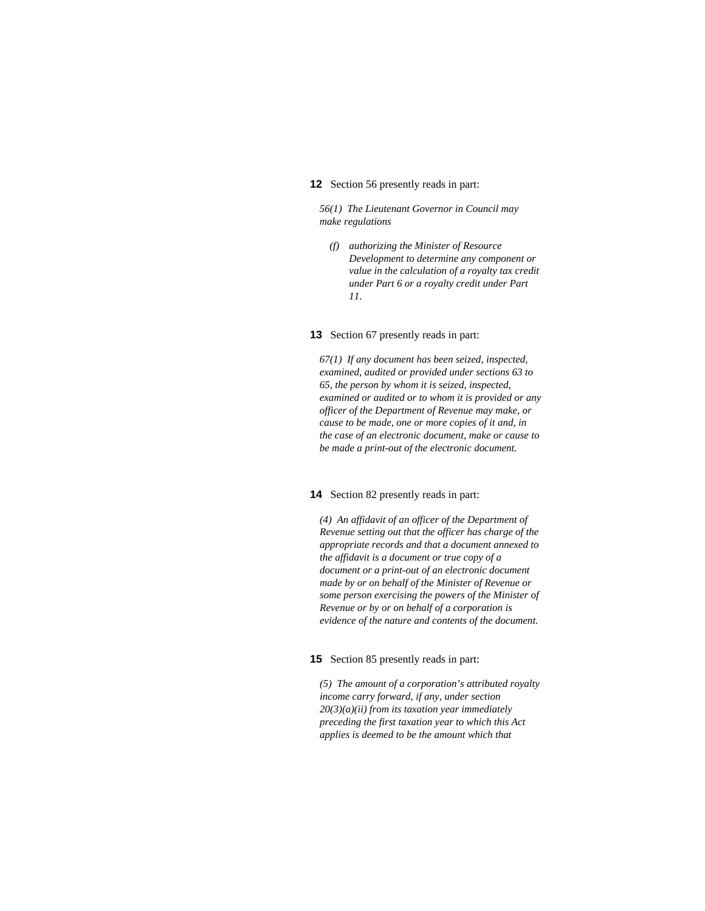**12** Section 56 presently reads in part:

*56(1) The Lieutenant Governor in Council may make regulations*

*(f) authorizing the Minister of Resource Development to determine any component or value in the calculation of a royalty tax credit under Part 6 or a royalty credit under Part 11.*

**13** Section 67 presently reads in part:

*67(1) If any document has been seized, inspected, examined, audited or provided under sections 63 to 65, the person by whom it is seized, inspected, examined or audited or to whom it is provided or any officer of the Department of Revenue may make, or cause to be made, one or more copies of it and, in the case of an electronic document, make or cause to be made a print-out of the electronic document.*

**14** Section 82 presently reads in part:

*(4) An affidavit of an officer of the Department of Revenue setting out that the officer has charge of the appropriate records and that a document annexed to the affidavit is a document or true copy of a document or a print-out of an electronic document made by or on behalf of the Minister of Revenue or some person exercising the powers of the Minister of Revenue or by or on behalf of a corporation is evidence of the nature and contents of the document.*

**15** Section 85 presently reads in part:

*(5) The amount of a corporation's attributed royalty income carry forward, if any, under section 20(3)(a)(ii) from its taxation year immediately preceding the first taxation year to which this Act applies is deemed to be the amount which that*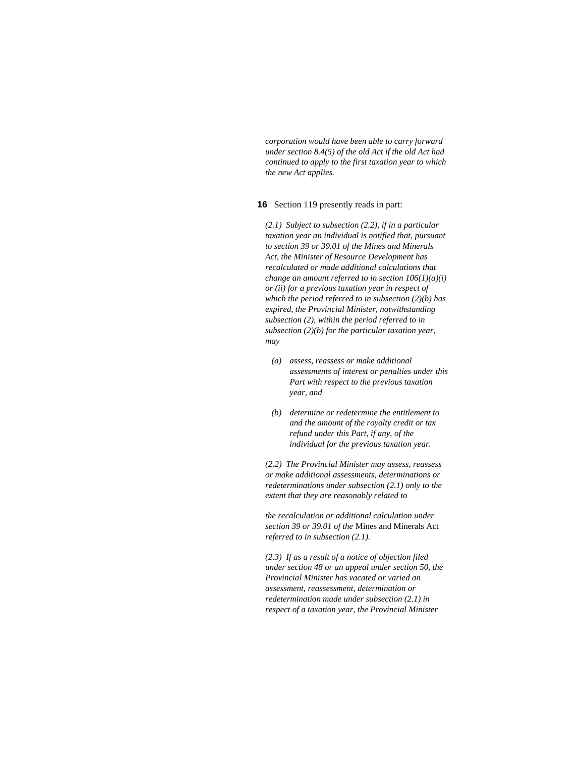*corporation would have been able to carry forward under section 8.4(5) of the old Act if the old Act had continued to apply to the first taxation year to which the new Act applies.*

**16** Section 119 presently reads in part:

*(2.1) Subject to subsection (2.2), if in a particular taxation year an individual is notified that, pursuant to section 39 or 39.01 of the Mines and Minerals Act, the Minister of Resource Development has recalculated or made additional calculations that change an amount referred to in section 106(1)(a)(i) or (ii) for a previous taxation year in respect of which the period referred to in subsection (2)(b) has expired, the Provincial Minister, notwithstanding subsection (2), within the period referred to in subsection (2)(b) for the particular taxation year, may*

- *(a) assess, reassess or make additional assessments of interest or penalties under this Part with respect to the previous taxation year, and*
- *(b) determine or redetermine the entitlement to and the amount of the royalty credit or tax refund under this Part, if any, of the individual for the previous taxation year.*

*(2.2) The Provincial Minister may assess, reassess or make additional assessments, determinations or redeterminations under subsection (2.1) only to the extent that they are reasonably related to*

*the recalculation or additional calculation under section 39 or 39.01 of the* Mines and Minerals Act *referred to in subsection (2.1).*

*(2.3) If as a result of a notice of objection filed under section 48 or an appeal under section 50, the Provincial Minister has vacated or varied an assessment, reassessment, determination or redetermination made under subsection (2.1) in respect of a taxation year, the Provincial Minister*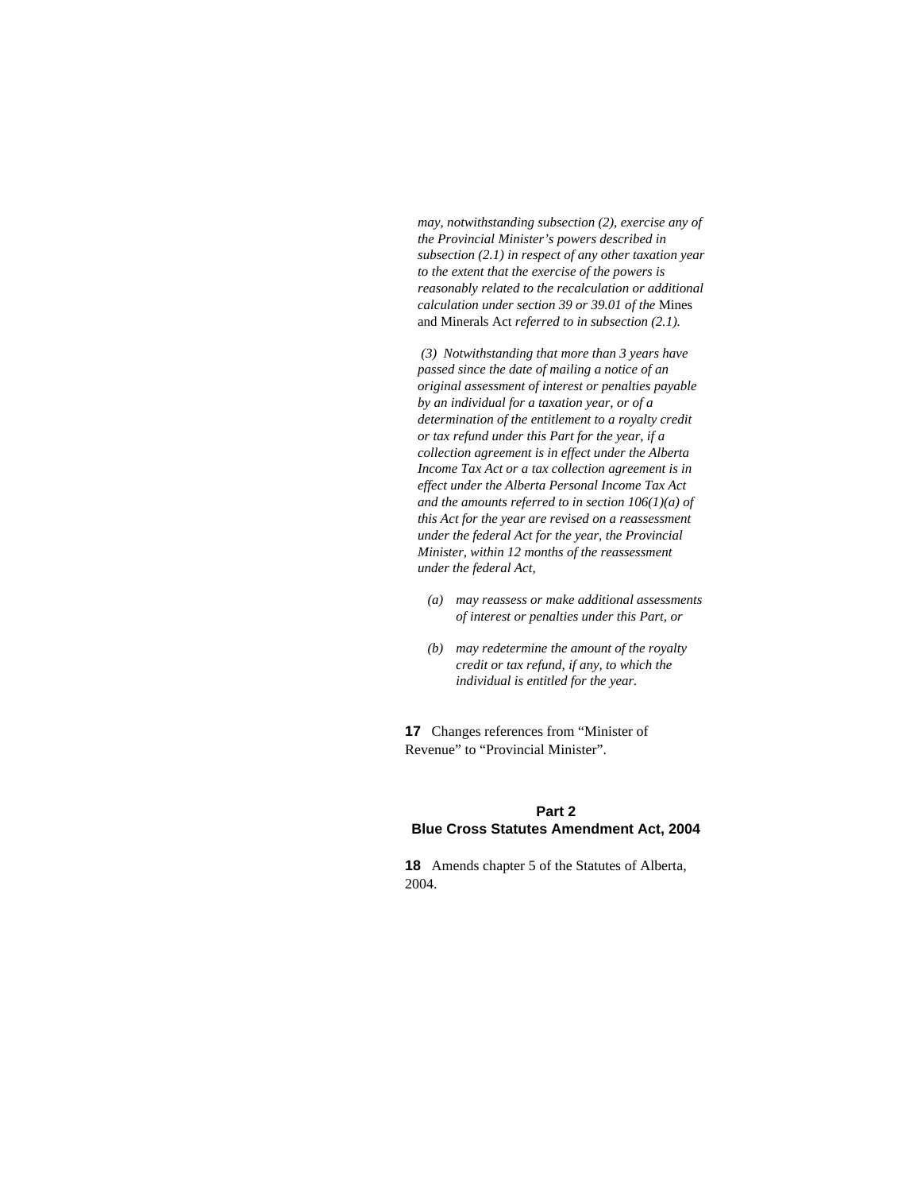*may, notwithstanding subsection (2), exercise any of the Provincial Minister's powers described in subsection (2.1) in respect of any other taxation year to the extent that the exercise of the powers is reasonably related to the recalculation or additional calculation under section 39 or 39.01 of the* Mines and Minerals Act *referred to in subsection (2.1).*

*(3) Notwithstanding that more than 3 years have passed since the date of mailing a notice of an original assessment of interest or penalties payable by an individual for a taxation year, or of a determination of the entitlement to a royalty credit or tax refund under this Part for the year, if a collection agreement is in effect under the Alberta Income Tax Act or a tax collection agreement is in effect under the Alberta Personal Income Tax Act and the amounts referred to in section 106(1)(a) of this Act for the year are revised on a reassessment under the federal Act for the year, the Provincial Minister, within 12 months of the reassessment under the federal Act,*

*(a) may reassess or make additional assessments of interest or penalties under this Part, or*

*(b) may redetermine the amount of the royalty credit or tax refund, if any, to which the individual is entitled for the year.*

**17** Changes references from "Minister of Revenue" to "Provincial Minister".

## Part 2
## Blue Cross Statutes Amendment Act, 2004

**18** Amends chapter 5 of the Statutes of Alberta, 2004.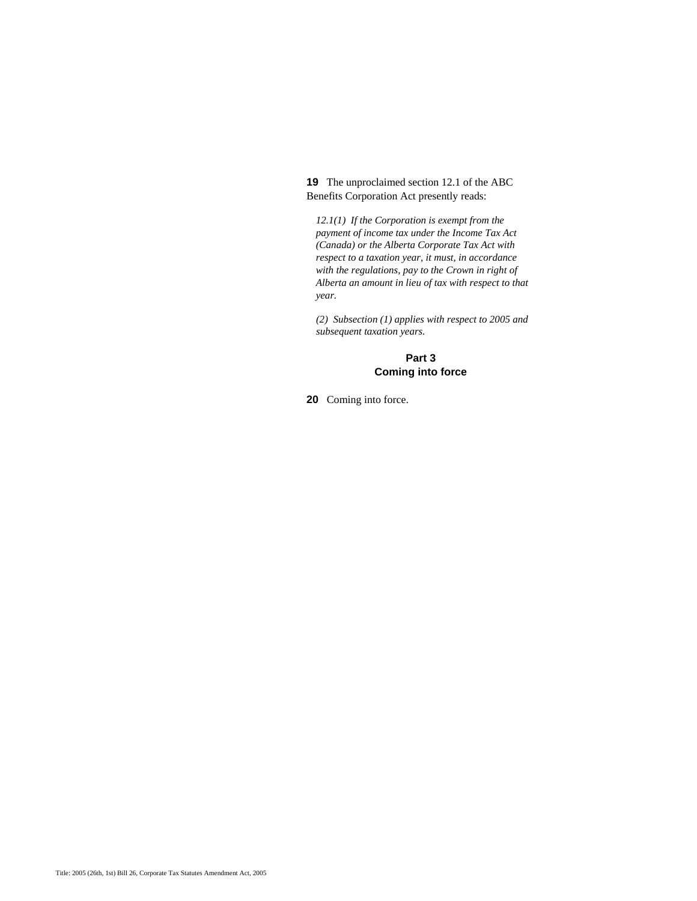**19** The unproclaimed section 12.1 of the ABC Benefits Corporation Act presently reads:

*12.1(1) If the Corporation is exempt from the payment of income tax under the Income Tax Act (Canada) or the Alberta Corporate Tax Act with respect to a taxation year, it must, in accordance with the regulations, pay to the Crown in right of Alberta an amount in lieu of tax with respect to that year.*

*(2) Subsection (1) applies with respect to 2005 and subsequent taxation years.*

## Part 3
## Coming into force

**20** Coming into force.